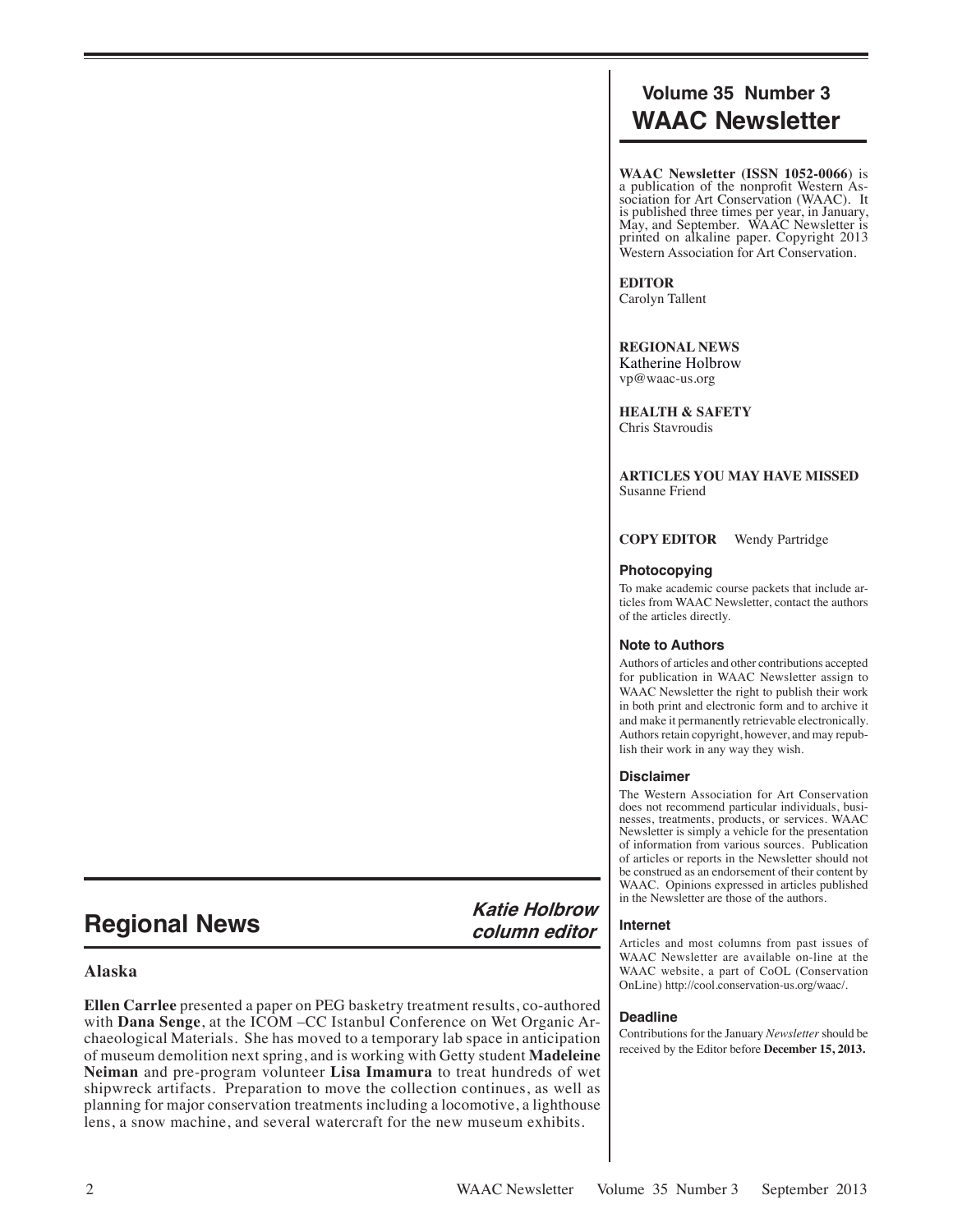## Volume 35 Number 3
# WAAC Newsletter

**WAAC Newsletter (ISSN 1052-0066)** is a publication of the nonprofit Western Association for Art Conservation (WAAC). It is published three times per year, in January, May, and September. WAAC Newsletter is printed on alkaline paper. Copyright 2013 Western Association for Art Conservation.

**EDITOR**
Carolyn Tallent

**REGIONAL NEWS**
Katherine Holbrow
vp@waac-us.org

**HEALTH & SAFETY**
Chris Stavroudis

**ARTICLES YOU MAY HAVE MISSED**
Susanne Friend

**COPY EDITOR** Wendy Partridge

### Photocopying

To make academic course packets that include articles from WAAC Newsletter, contact the authors of the articles directly.

### Note to Authors

Authors of articles and other contributions accepted for publication in WAAC Newsletter assign to WAAC Newsletter the right to publish their work in both print and electronic form and to archive it and make it permanently retrievable electronically. Authors retain copyright, however, and may republish their work in any way they wish.

### Disclaimer

The Western Association for Art Conservation does not recommend particular individuals, businesses, treatments, products, or services. WAAC Newsletter is simply a vehicle for the presentation of information from various sources. Publication of articles or reports in the Newsletter should not be construed as an endorsement of their content by WAAC. Opinions expressed in articles published in the Newsletter are those of the authors.

### Internet

Articles and most columns from past issues of WAAC Newsletter are available on-line at the WAAC website, a part of CoOL (Conservation OnLine) http://cool.conservation-us.org/waac/.

### Deadline

Contributions for the January *Newsletter* should be received by the Editor before **December 15, 2013.**

# Regional News

***Katie Holbrow column editor***

### Alaska

**Ellen Carrlee** presented a paper on PEG basketry treatment results, co-authored with **Dana Senge**, at the ICOM –CC Istanbul Conference on Wet Organic Archaeological Materials. She has moved to a temporary lab space in anticipation of museum demolition next spring, and is working with Getty student **Madeleine Neiman** and pre-program volunteer **Lisa Imamura** to treat hundreds of wet shipwreck artifacts. Preparation to move the collection continues, as well as planning for major conservation treatments including a locomotive, a lighthouse lens, a snow machine, and several watercraft for the new museum exhibits.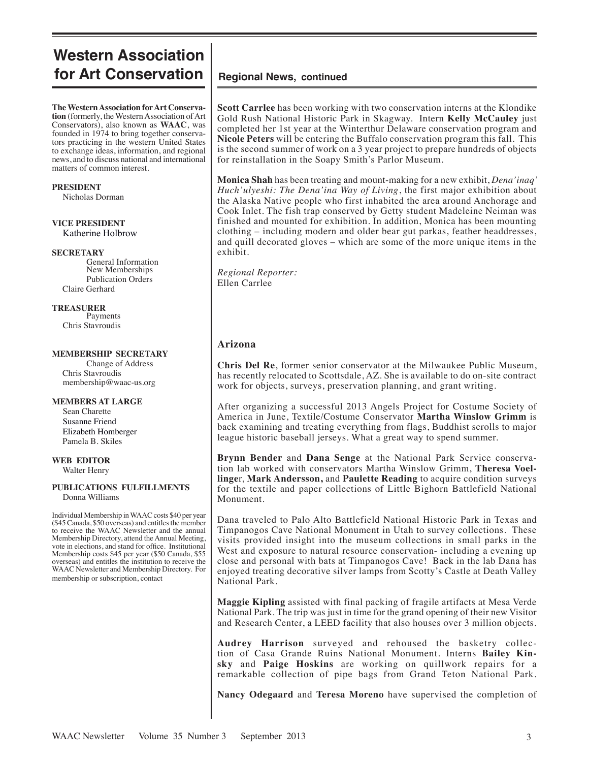# Western Association for Art Conservation

**The Western Association for Art Conservation** (formerly, the Western Association of Art Conservators), also known as **WAAC**, was founded in 1974 to bring together conservators practicing in the western United States to exchange ideas, information, and regional news, and to discuss national and international matters of common interest.

**PRESIDENT**
Nicholas Dorman

**VICE PRESIDENT**
Katherine Holbrow

**SECRETARY**
General Information
New Memberships
Publication Orders
Claire Gerhard

**TREASURER**
Payments
Chris Stavroudis

**MEMBERSHIP SECRETARY**
Change of Address
Chris Stavroudis
membership@waac-us.org

**MEMBERS AT LARGE**
Sean Charette
Susanne Friend
Elizabeth Homberger
Pamela B. Skiles

**WEB EDITOR**
Walter Henry

**PUBLICATIONS FULFILLMENTS**
Donna Williams

Individual Membership in WAAC costs $40 per year ($45 Canada, $50 overseas) and entitles the member to receive the WAAC Newsletter and the annual Membership Directory, attend the Annual Meeting, vote in elections, and stand for office. Institutional Membership costs $45 per year ($50 Canada, $55 overseas) and entitles the institution to receive the WAAC Newsletter and Membership Directory. For membership or subscription, contact

## Regional News, continued

**Scott Carrlee** has been working with two conservation interns at the Klondike Gold Rush National Historic Park in Skagway. Intern **Kelly McCauley** just completed her 1st year at the Winterthur Delaware conservation program and **Nicole Peters** will be entering the Buffalo conservation program this fall. This is the second summer of work on a 3 year project to prepare hundreds of objects for reinstallation in the Soapy Smith's Parlor Museum.

**Monica Shah** has been treating and mount-making for a new exhibit, *Dena'inaq' Huch'ulyeshi: The Dena'ina Way of Living*, the first major exhibition about the Alaska Native people who first inhabited the area around Anchorage and Cook Inlet. The fish trap conserved by Getty student Madeleine Neiman was finished and mounted for exhibition. In addition, Monica has been mounting clothing – including modern and older bear gut parkas, feather headdresses, and quill decorated gloves – which are some of the more unique items in the exhibit.

*Regional Reporter:*
Ellen Carrlee

### Arizona

**Chris Del Re**, former senior conservator at the Milwaukee Public Museum, has recently relocated to Scottsdale, AZ. She is available to do on-site contract work for objects, surveys, preservation planning, and grant writing.

After organizing a successful 2013 Angels Project for Costume Society of America in June, Textile/Costume Conservator **Martha Winslow Grimm** is back examining and treating everything from flags, Buddhist scrolls to major league historic baseball jerseys. What a great way to spend summer.

**Brynn Bender** and **Dana Senge** at the National Park Service conservation lab worked with conservators Martha Winslow Grimm, **Theresa Voellinger**, **Mark Andersson,** and **Paulette Reading** to acquire condition surveys for the textile and paper collections of Little Bighorn Battlefield National Monument.

Dana traveled to Palo Alto Battlefield National Historic Park in Texas and Timpanogos Cave National Monument in Utah to survey collections. These visits provided insight into the museum collections in small parks in the West and exposure to natural resource conservation- including a evening up close and personal with bats at Timpanogos Cave! Back in the lab Dana has enjoyed treating decorative silver lamps from Scotty's Castle at Death Valley National Park.

**Maggie Kipling** assisted with final packing of fragile artifacts at Mesa Verde National Park. The trip was just in time for the grand opening of their new Visitor and Research Center, a LEED facility that also houses over 3 million objects.

**Audrey Harrison** surveyed and rehoused the basketry collection of Casa Grande Ruins National Monument. Interns **Bailey Kinsky** and **Paige Hoskins** are working on quillwork repairs for a remarkable collection of pipe bags from Grand Teton National Park.

**Nancy Odegaard** and **Teresa Moreno** have supervised the completion of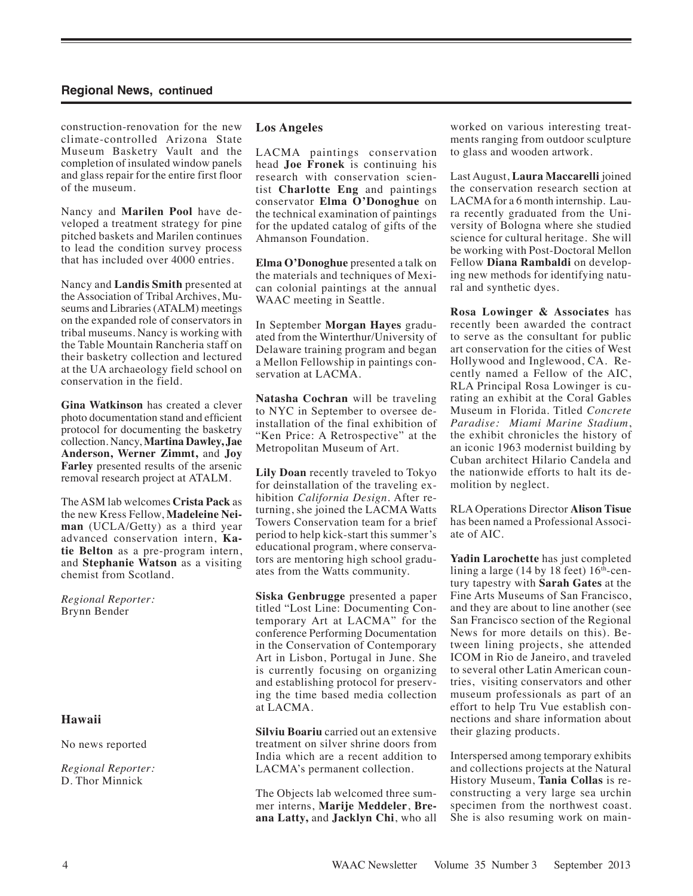## Regional News, continued

construction-renovation for the new climate-controlled Arizona State Museum Basketry Vault and the completion of insulated window panels and glass repair for the entire first floor of the museum.

Nancy and **Marilen Pool** have developed a treatment strategy for pine pitched baskets and Marilen continues to lead the condition survey process that has included over 4000 entries.

Nancy and **Landis Smith** presented at the Association of Tribal Archives, Museums and Libraries (ATALM) meetings on the expanded role of conservators in tribal museums. Nancy is working with the Table Mountain Rancheria staff on their basketry collection and lectured at the UA archaeology field school on conservation in the field.

**Gina Watkinson** has created a clever photo documentation stand and efficient protocol for documenting the basketry collection. Nancy, **Martina Dawley, Jae Anderson, Werner Zimmt,** and **Joy Farley** presented results of the arsenic removal research project at ATALM.

The ASM lab welcomes **Crista Pack** as the new Kress Fellow, **Madeleine Neiman** (UCLA/Getty) as a third year advanced conservation intern, **Katie Belton** as a pre-program intern, and **Stephanie Watson** as a visiting chemist from Scotland.

*Regional Reporter:*
Brynn Bender

### Hawaii

No news reported

*Regional Reporter:*
D. Thor Minnick

### Los Angeles

LACMA paintings conservation head **Joe Fronek** is continuing his research with conservation scientist **Charlotte Eng** and paintings conservator **Elma O'Donoghue** on the technical examination of paintings for the updated catalog of gifts of the Ahmanson Foundation.

**Elma O'Donoghue** presented a talk on the materials and techniques of Mexican colonial paintings at the annual WAAC meeting in Seattle.

In September **Morgan Hayes** graduated from the Winterthur/University of Delaware training program and began a Mellon Fellowship in paintings conservation at LACMA.

**Natasha Cochran** will be traveling to NYC in September to oversee deinstallation of the final exhibition of "Ken Price: A Retrospective" at the Metropolitan Museum of Art.

**Lily Doan** recently traveled to Tokyo for deinstallation of the traveling exhibition *California Design*. After returning, she joined the LACMA Watts Towers Conservation team for a brief period to help kick-start this summer's educational program, where conservators are mentoring high school graduates from the Watts community.

**Siska Genbrugge** presented a paper titled "Lost Line: Documenting Contemporary Art at LACMA" for the conference Performing Documentation in the Conservation of Contemporary Art in Lisbon, Portugal in June. She is currently focusing on organizing and establishing protocol for preserving the time based media collection at LACMA.

**Silviu Boariu** carried out an extensive treatment on silver shrine doors from India which are a recent addition to LACMA's permanent collection.

The Objects lab welcomed three summer interns, **Marije Meddeler**, **Breana Latty,** and **Jacklyn Chi**, who all worked on various interesting treatments ranging from outdoor sculpture to glass and wooden artwork.

Last August, **Laura Maccarelli** joined the conservation research section at LACMA for a 6 month internship. Laura recently graduated from the University of Bologna where she studied science for cultural heritage. She will be working with Post-Doctoral Mellon Fellow **Diana Rambaldi** on developing new methods for identifying natural and synthetic dyes.

**Rosa Lowinger & Associates** has recently been awarded the contract to serve as the consultant for public art conservation for the cities of West Hollywood and Inglewood, CA. Recently named a Fellow of the AIC, RLA Principal Rosa Lowinger is curating an exhibit at the Coral Gables Museum in Florida. Titled *Concrete Paradise: Miami Marine Stadium*, the exhibit chronicles the history of an iconic 1963 modernist building by Cuban architect Hilario Candela and the nationwide efforts to halt its demolition by neglect.

RLA Operations Director **Alison Tisue** has been named a Professional Associate of AIC.

**Yadin Larochette** has just completed lining a large (14 by 18 feet) 16th-century tapestry with **Sarah Gates** at the Fine Arts Museums of San Francisco, and they are about to line another (see San Francisco section of the Regional News for more details on this). Between lining projects, she attended ICOM in Rio de Janeiro, and traveled to several other Latin American countries, visiting conservators and other museum professionals as part of an effort to help Tru Vue establish connections and share information about their glazing products.

Interspersed among temporary exhibits and collections projects at the Natural History Museum, **Tania Collas** is reconstructing a very large sea urchin specimen from the northwest coast. She is also resuming work on main-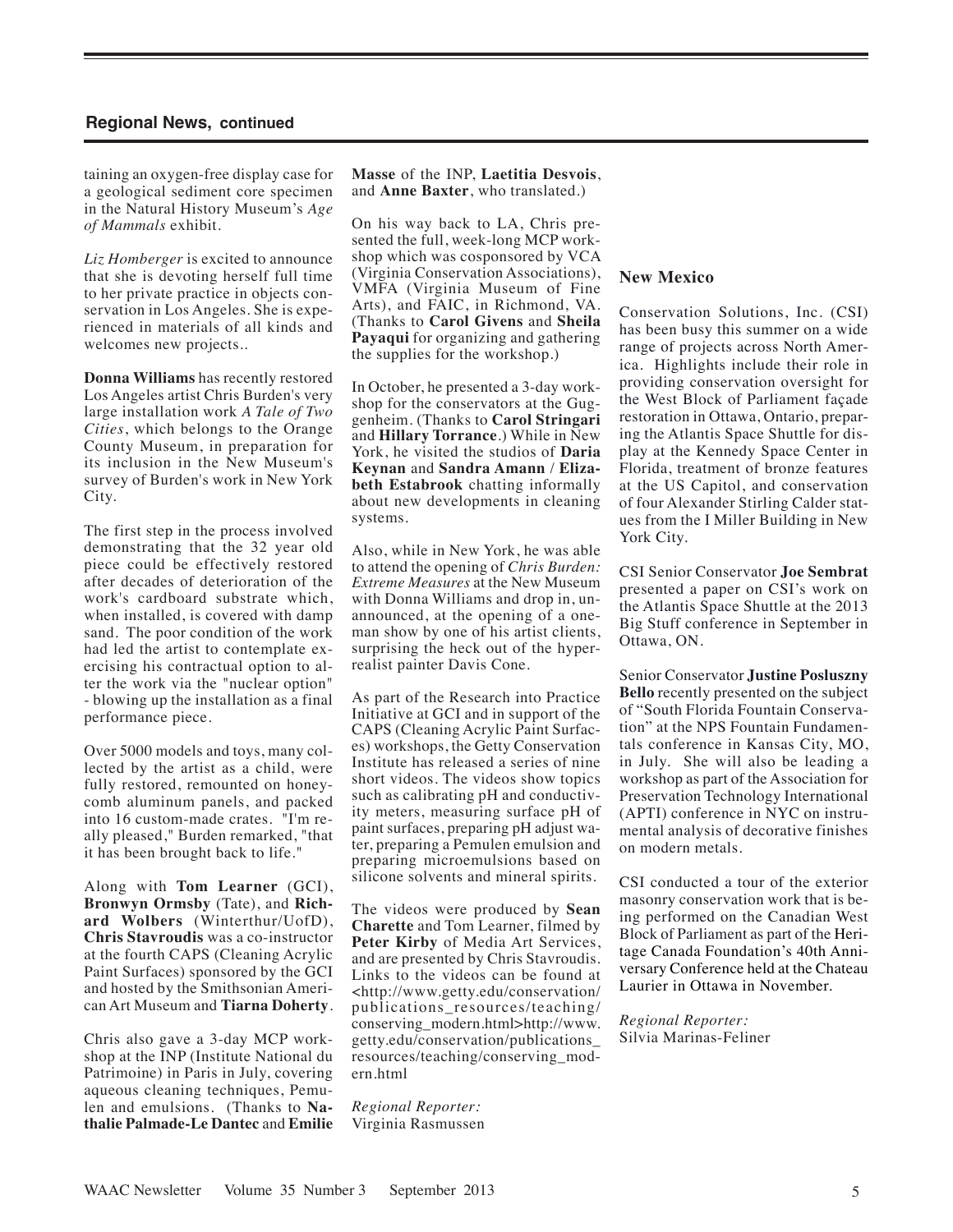## Regional News, continued

taining an oxygen-free display case for a geological sediment core specimen in the Natural History Museum's *Age of Mammals* exhibit.

*Liz Homberger* is excited to announce that she is devoting herself full time to her private practice in objects conservation in Los Angeles. She is experienced in materials of all kinds and welcomes new projects..

**Donna Williams** has recently restored Los Angeles artist Chris Burden's very large installation work *A Tale of Two Cities*, which belongs to the Orange County Museum, in preparation for its inclusion in the New Museum's survey of Burden's work in New York City.

The first step in the process involved demonstrating that the 32 year old piece could be effectively restored after decades of deterioration of the work's cardboard substrate which, when installed, is covered with damp sand. The poor condition of the work had led the artist to contemplate exercising his contractual option to alter the work via the "nuclear option" - blowing up the installation as a final performance piece.

Over 5000 models and toys, many collected by the artist as a child, were fully restored, remounted on honeycomb aluminum panels, and packed into 16 custom-made crates. "I'm really pleased," Burden remarked, "that it has been brought back to life."

Along with **Tom Learner** (GCI), **Bronwyn Ormsby** (Tate), and **Richard Wolbers** (Winterthur/UofD), **Chris Stavroudis** was a co-instructor at the fourth CAPS (Cleaning Acrylic Paint Surfaces) sponsored by the GCI and hosted by the Smithsonian American Art Museum and **Tiarna Doherty**.

Chris also gave a 3-day MCP workshop at the INP (Institute National du Patrimoine) in Paris in July, covering aqueous cleaning techniques, Pemulen and emulsions. (Thanks to **Nathalie Palmade-Le Dantec** and **Emilie Masse** of the INP, **Laetitia Desvois**, and **Anne Baxter**, who translated.)

On his way back to LA, Chris presented the full, week-long MCP workshop which was cosponsored by VCA (Virginia Conservation Associations), VMFA (Virginia Museum of Fine Arts), and FAIC, in Richmond, VA. (Thanks to **Carol Givens** and **Sheila Payaqui** for organizing and gathering the supplies for the workshop.)

In October, he presented a 3-day workshop for the conservators at the Guggenheim. (Thanks to **Carol Stringari** and **Hillary Torrance**.) While in New York, he visited the studios of **Daria Keynan** and **Sandra Amann / Elizabeth Estabrook** chatting informally about new developments in cleaning systems.

Also, while in New York, he was able to attend the opening of *Chris Burden: Extreme Measures* at the New Museum with Donna Williams and drop in, unannounced, at the opening of a one-man show by one of his artist clients, surprising the heck out of the hyperrealist painter Davis Cone.

As part of the Research into Practice Initiative at GCI and in support of the CAPS (Cleaning Acrylic Paint Surfaces) workshops, the Getty Conservation Institute has released a series of nine short videos. The videos show topics such as calibrating pH and conductivity meters, measuring surface pH of paint surfaces, preparing pH adjust water, preparing a Pemulen emulsion and preparing microemulsions based on silicone solvents and mineral spirits.

The videos were produced by **Sean Charette** and Tom Learner, filmed by **Peter Kirby** of Media Art Services, and are presented by Chris Stavroudis. Links to the videos can be found at <http://www.getty.edu/conservation/publications_resources/teaching/conserving_modern.html>http://www.getty.edu/conservation/publications_resources/teaching/conserving_modern.html

*Regional Reporter:*
Virginia Rasmussen

### New Mexico

Conservation Solutions, Inc. (CSI) has been busy this summer on a wide range of projects across North America. Highlights include their role in providing conservation oversight for the West Block of Parliament façade restoration in Ottawa, Ontario, preparing the Atlantis Space Shuttle for display at the Kennedy Space Center in Florida, treatment of bronze features at the US Capitol, and conservation of four Alexander Stirling Calder statues from the I Miller Building in New York City.

CSI Senior Conservator **Joe Sembrat** presented a paper on CSI's work on the Atlantis Space Shuttle at the 2013 Big Stuff conference in September in Ottawa, ON.

Senior Conservator **Justine Posluszny Bello** recently presented on the subject of "South Florida Fountain Conservation" at the NPS Fountain Fundamentals conference in Kansas City, MO, in July. She will also be leading a workshop as part of the Association for Preservation Technology International (APTI) conference in NYC on instrumental analysis of decorative finishes on modern metals.

CSI conducted a tour of the exterior masonry conservation work that is being performed on the Canadian West Block of Parliament as part of the Heritage Canada Foundation's 40th Anniversary Conference held at the Chateau Laurier in Ottawa in November.

*Regional Reporter:*
Silvia Marinas-Feliner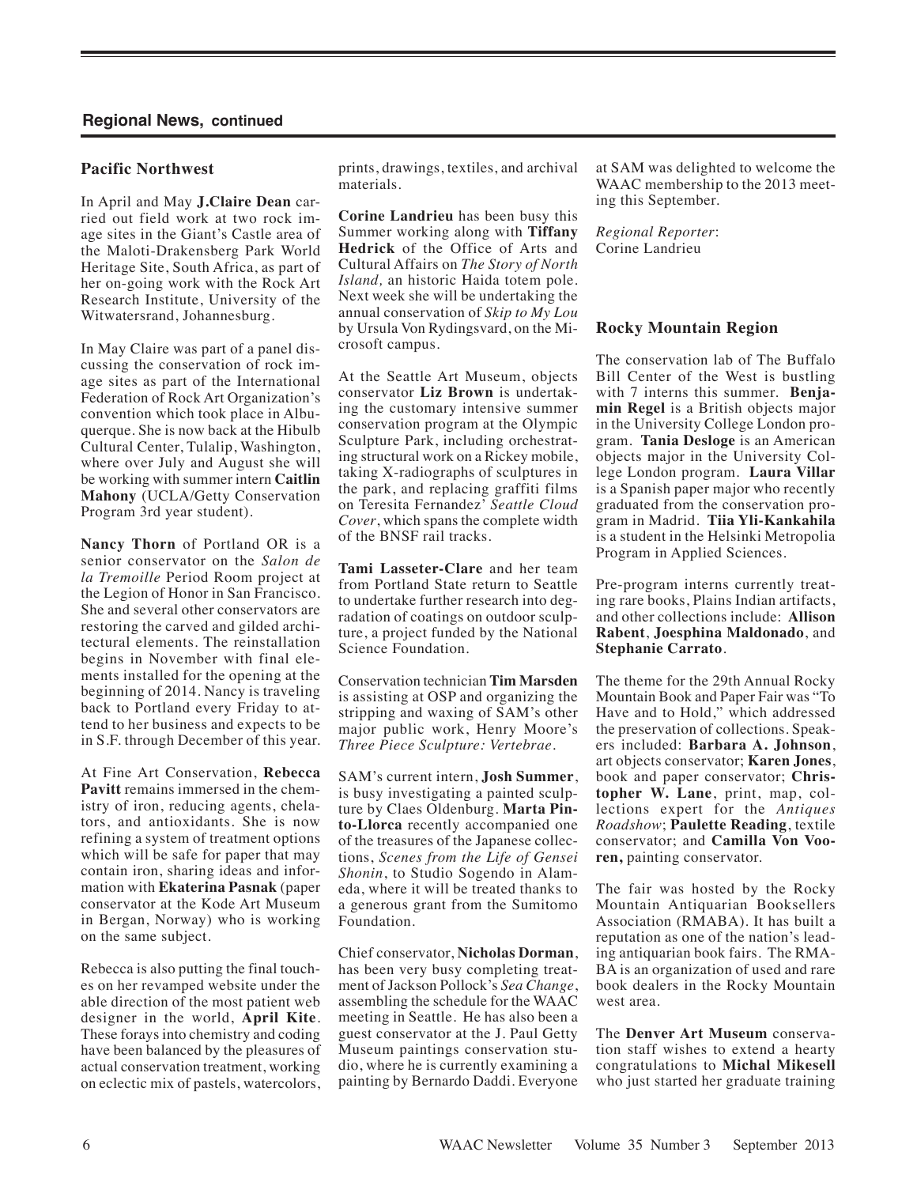## Regional News, continued

### Pacific Northwest

In April and May **J.Claire Dean** carried out field work at two rock image sites in the Giant's Castle area of the Maloti-Drakensberg Park World Heritage Site, South Africa, as part of her on-going work with the Rock Art Research Institute, University of the Witwatersrand, Johannesburg.

In May Claire was part of a panel discussing the conservation of rock image sites as part of the International Federation of Rock Art Organization's convention which took place in Albuquerque. She is now back at the Hibulb Cultural Center, Tulalip, Washington, where over July and August she will be working with summer intern **Caitlin Mahony** (UCLA/Getty Conservation Program 3rd year student).

**Nancy Thorn** of Portland OR is a senior conservator on the *Salon de la Tremoille* Period Room project at the Legion of Honor in San Francisco. She and several other conservators are restoring the carved and gilded architectural elements. The reinstallation begins in November with final elements installed for the opening at the beginning of 2014. Nancy is traveling back to Portland every Friday to attend to her business and expects to be in S.F. through December of this year.

At Fine Art Conservation, **Rebecca Pavitt** remains immersed in the chemistry of iron, reducing agents, chelators, and antioxidants. She is now refining a system of treatment options which will be safe for paper that may contain iron, sharing ideas and information with **Ekaterina Pasnak** (paper conservator at the Kode Art Museum in Bergan, Norway) who is working on the same subject.

Rebecca is also putting the final touches on her revamped website under the able direction of the most patient web designer in the world, **April Kite**. These forays into chemistry and coding have been balanced by the pleasures of actual conservation treatment, working on eclectic mix of pastels, watercolors, prints, drawings, textiles, and archival materials.

**Corine Landrieu** has been busy this Summer working along with **Tiffany Hedrick** of the Office of Arts and Cultural Affairs on *The Story of North Island,* an historic Haida totem pole. Next week she will be undertaking the annual conservation of *Skip to My Lou* by Ursula Von Rydingsvard, on the Microsoft campus.

At the Seattle Art Museum, objects conservator **Liz Brown** is undertaking the customary intensive summer conservation program at the Olympic Sculpture Park, including orchestrating structural work on a Rickey mobile, taking X-radiographs of sculptures in the park, and replacing graffiti films on Teresita Fernandez' *Seattle Cloud Cover*, which spans the complete width of the BNSF rail tracks.

**Tami Lasseter-Clare** and her team from Portland State return to Seattle to undertake further research into degradation of coatings on outdoor sculpture, a project funded by the National Science Foundation.

Conservation technician **Tim Marsden** is assisting at OSP and organizing the stripping and waxing of SAM's other major public work, Henry Moore's *Three Piece Sculpture: Vertebrae*.

SAM's current intern, **Josh Summer**, is busy investigating a painted sculpture by Claes Oldenburg. **Marta Pinto-Llorca** recently accompanied one of the treasures of the Japanese collections, *Scenes from the Life of Gensei Shonin*, to Studio Sogendo in Alameda, where it will be treated thanks to a generous grant from the Sumitomo Foundation.

Chief conservator, **Nicholas Dorman**, has been very busy completing treatment of Jackson Pollock's *Sea Change*, assembling the schedule for the WAAC meeting in Seattle. He has also been a guest conservator at the J. Paul Getty Museum paintings conservation studio, where he is currently examining a painting by Bernardo Daddi. Everyone at SAM was delighted to welcome the WAAC membership to the 2013 meeting this September.

*Regional Reporter*:
Corine Landrieu

### Rocky Mountain Region

The conservation lab of The Buffalo Bill Center of the West is bustling with 7 interns this summer. **Benjamin Regel** is a British objects major in the University College London program. **Tania Desloge** is an American objects major in the University College London program. **Laura Villar** is a Spanish paper major who recently graduated from the conservation program in Madrid. **Tiia Yli-Kankahila** is a student in the Helsinki Metropolia Program in Applied Sciences.

Pre-program interns currently treating rare books, Plains Indian artifacts, and other collections include: **Allison Rabent**, **Joesphina Maldonado**, and **Stephanie Carrato**.

The theme for the 29th Annual Rocky Mountain Book and Paper Fair was "To Have and to Hold," which addressed the preservation of collections. Speakers included: **Barbara A. Johnson**, art objects conservator; **Karen Jones**, book and paper conservator; **Christopher W. Lane**, print, map, collections expert for the *Antiques Roadshow*; **Paulette Reading**, textile conservator; and **Camilla Von Vooren,** painting conservator.

The fair was hosted by the Rocky Mountain Antiquarian Booksellers Association (RMABA). It has built a reputation as one of the nation's leading antiquarian book fairs. The RMABA is an organization of used and rare book dealers in the Rocky Mountain west area.

The **Denver Art Museum** conservation staff wishes to extend a hearty congratulations to **Michal Mikesell** who just started her graduate training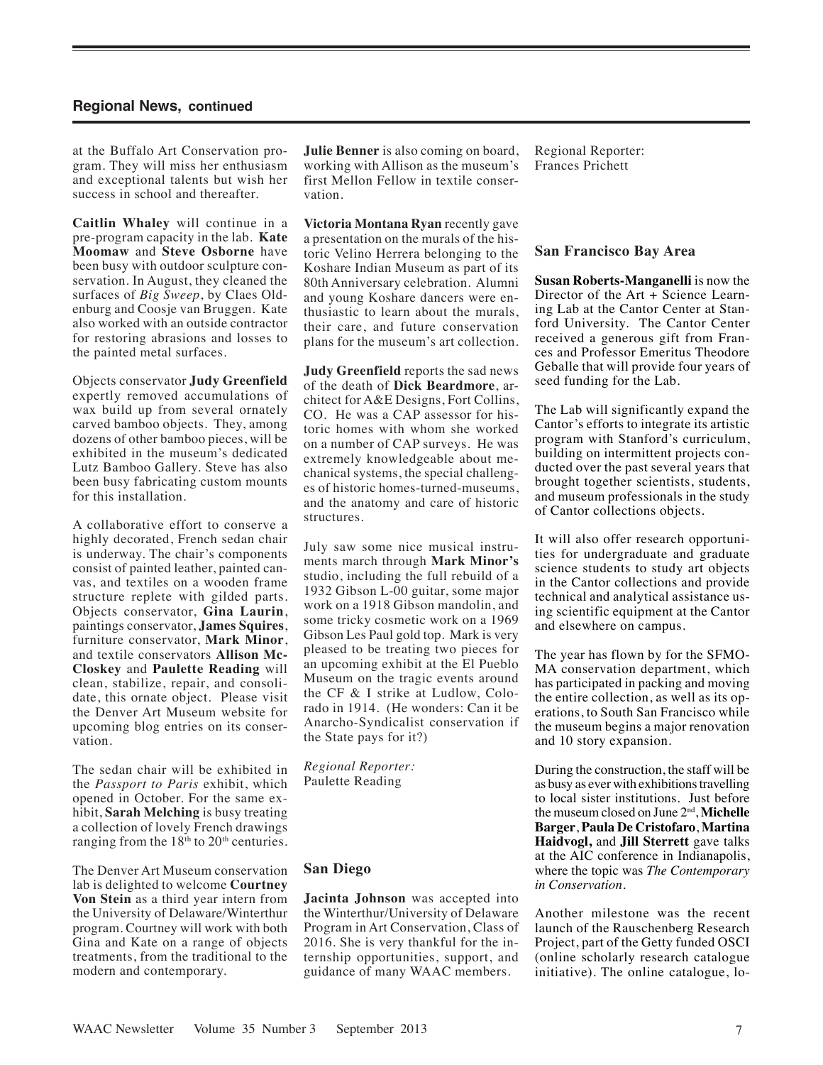## Regional News, continued

at the Buffalo Art Conservation program. They will miss her enthusiasm and exceptional talents but wish her success in school and thereafter.

**Caitlin Whaley** will continue in a pre-program capacity in the lab. **Kate Moomaw** and **Steve Osborne** have been busy with outdoor sculpture conservation. In August, they cleaned the surfaces of *Big Sweep*, by Claes Oldenburg and Coosje van Bruggen. Kate also worked with an outside contractor for restoring abrasions and losses to the painted metal surfaces.

Objects conservator **Judy Greenfield** expertly removed accumulations of wax build up from several ornately carved bamboo objects. They, among dozens of other bamboo pieces, will be exhibited in the museum's dedicated Lutz Bamboo Gallery. Steve has also been busy fabricating custom mounts for this installation.

A collaborative effort to conserve a highly decorated, French sedan chair is underway. The chair's components consist of painted leather, painted canvas, and textiles on a wooden frame structure replete with gilded parts. Objects conservator, **Gina Laurin**, paintings conservator, **James Squires**, furniture conservator, **Mark Minor**, and textile conservators **Allison McCloskey** and **Paulette Reading** will clean, stabilize, repair, and consolidate, this ornate object. Please visit the Denver Art Museum website for upcoming blog entries on its conservation.

The sedan chair will be exhibited in the *Passport to Paris* exhibit, which opened in October. For the same exhibit, **Sarah Melching** is busy treating a collection of lovely French drawings ranging from the 18th to 20th centuries.

The Denver Art Museum conservation lab is delighted to welcome **Courtney Von Stein** as a third year intern from the University of Delaware/Winterthur program. Courtney will work with both Gina and Kate on a range of objects treatments, from the traditional to the modern and contemporary.

**Julie Benner** is also coming on board, working with Allison as the museum's first Mellon Fellow in textile conservation.

**Victoria Montana Ryan** recently gave a presentation on the murals of the historic Velino Herrera belonging to the Koshare Indian Museum as part of its 80th Anniversary celebration. Alumni and young Koshare dancers were enthusiastic to learn about the murals, their care, and future conservation plans for the museum's art collection.

**Judy Greenfield** reports the sad news of the death of **Dick Beardmore**, architect for A&E Designs, Fort Collins, CO. He was a CAP assessor for historic homes with whom she worked on a number of CAP surveys. He was extremely knowledgeable about mechanical systems, the special challenges of historic homes-turned-museums, and the anatomy and care of historic structures.

July saw some nice musical instruments march through **Mark Minor's** studio, including the full rebuild of a 1932 Gibson L-00 guitar, some major work on a 1918 Gibson mandolin, and some tricky cosmetic work on a 1969 Gibson Les Paul gold top. Mark is very pleased to be treating two pieces for an upcoming exhibit at the El Pueblo Museum on the tragic events around the CF & I strike at Ludlow, Colorado in 1914. (He wonders: Can it be Anarcho-Syndicalist conservation if the State pays for it?)

*Regional Reporter:*
Paulette Reading

### San Diego

**Jacinta Johnson** was accepted into the Winterthur/University of Delaware Program in Art Conservation, Class of 2016. She is very thankful for the internship opportunities, support, and guidance of many WAAC members.

Regional Reporter:
Frances Prichett

### San Francisco Bay Area

**Susan Roberts-Manganelli** is now the Director of the Art + Science Learning Lab at the Cantor Center at Stanford University. The Cantor Center received a generous gift from Frances and Professor Emeritus Theodore Geballe that will provide four years of seed funding for the Lab.

The Lab will significantly expand the Cantor's efforts to integrate its artistic program with Stanford's curriculum, building on intermittent projects conducted over the past several years that brought together scientists, students, and museum professionals in the study of Cantor collections objects.

It will also offer research opportunities for undergraduate and graduate science students to study art objects in the Cantor collections and provide technical and analytical assistance using scientific equipment at the Cantor and elsewhere on campus.

The year has flown by for the SFMOMA conservation department, which has participated in packing and moving the entire collection, as well as its operations, to South San Francisco while the museum begins a major renovation and 10 story expansion.

During the construction, the staff will be as busy as ever with exhibitions travelling to local sister institutions. Just before the museum closed on June 2nd, **Michelle Barger**, **Paula De Cristofaro**, **Martina Haidvogl,** and **Jill Sterrett** gave talks at the AIC conference in Indianapolis, where the topic was *The Contemporary in Conservation*.

Another milestone was the recent launch of the Rauschenberg Research Project, part of the Getty funded OSCI (online scholarly research catalogue initiative). The online catalogue, lo-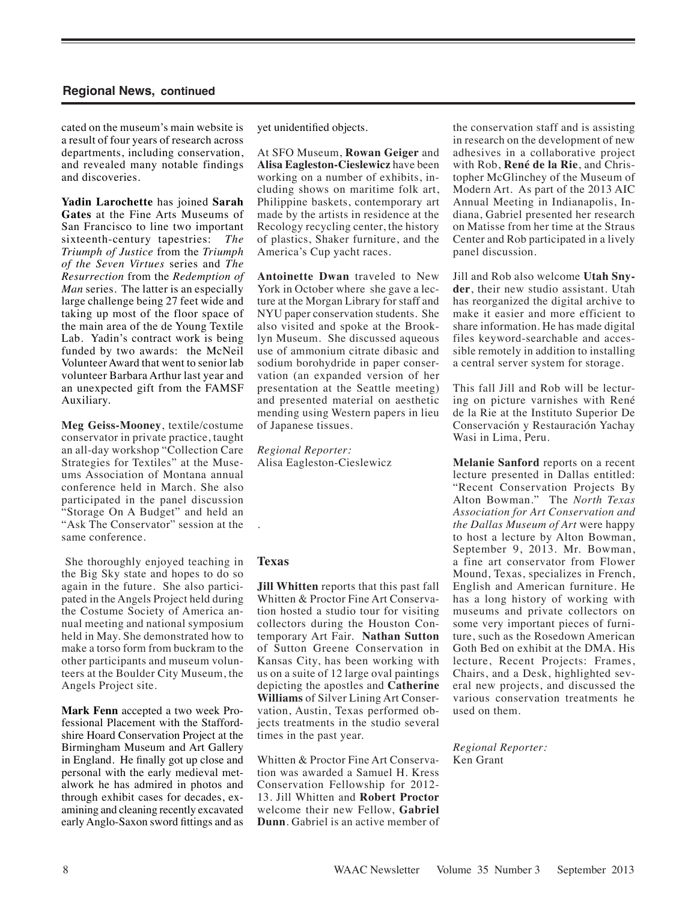cated on the museum's main website is a result of four years of research across departments, including conservation, and revealed many notable findings and discoveries.

**Yadin Larochette** has joined **Sarah Gates** at the Fine Arts Museums of San Francisco to line two important sixteenth-century tapestries: *The Triumph of Justice* from the *Triumph of the Seven Virtues* series and *The Resurrection* from the *Redemption of Man* series. The latter is an especially large challenge being 27 feet wide and taking up most of the floor space of the main area of the de Young Textile Lab. Yadin's contract work is being funded by two awards: the McNeil Volunteer Award that went to senior lab volunteer Barbara Arthur last year and an unexpected gift from the FAMSF Auxiliary.

**Meg Geiss-Mooney**, textile/costume conservator in private practice, taught an all-day workshop "Collection Care Strategies for Textiles" at the Museums Association of Montana annual conference held in March. She also participated in the panel discussion "Storage On A Budget" and held an "Ask The Conservator" session at the same conference.

She thoroughly enjoyed teaching in the Big Sky state and hopes to do so again in the future. She also participated in the Angels Project held during the Costume Society of America annual meeting and national symposium held in May. She demonstrated how to make a torso form from buckram to the other participants and museum volunteers at the Boulder City Museum, the Angels Project site.

**Mark Fenn** accepted a two week Professional Placement with the Staffordshire Hoard Conservation Project at the Birmingham Museum and Art Gallery in England. He finally got up close and personal with the early medieval metalwork he has admired in photos and through exhibit cases for decades, examining and cleaning recently excavated early Anglo-Saxon sword fittings and as yet unidentified objects.

At SFO Museum, **Rowan Geiger** and **Alisa Eagleston-Cieslewicz** have been working on a number of exhibits, including shows on maritime folk art, Philippine baskets, contemporary art made by the artists in residence at the Recology recycling center, the history of plastics, Shaker furniture, and the America's Cup yacht races.

**Antoinette Dwan** traveled to New York in October where she gave a lecture at the Morgan Library for staff and NYU paper conservation students. She also visited and spoke at the Brooklyn Museum. She discussed aqueous use of ammonium citrate dibasic and sodium borohydride in paper conservation (an expanded version of her presentation at the Seattle meeting) and presented material on aesthetic mending using Western papers in lieu of Japanese tissues.

*Regional Reporter:*
Alisa Eagleston-Cieslewicz

### Texas

**Jill Whitten** reports that this past fall Whitten & Proctor Fine Art Conservation hosted a studio tour for visiting collectors during the Houston Contemporary Art Fair. **Nathan Sutton** of Sutton Greene Conservation in Kansas City, has been working with us on a suite of 12 large oval paintings depicting the apostles and **Catherine Williams** of Silver Lining Art Conservation, Austin, Texas performed objects treatments in the studio several times in the past year.

Whitten & Proctor Fine Art Conservation was awarded a Samuel H. Kress Conservation Fellowship for 2012-13. Jill Whitten and **Robert Proctor** welcome their new Fellow, **Gabriel Dunn**. Gabriel is an active member of the conservation staff and is assisting in research on the development of new adhesives in a collaborative project with Rob, **René de la Rie**, and Christopher McGlinchey of the Museum of Modern Art. As part of the 2013 AIC Annual Meeting in Indianapolis, Indiana, Gabriel presented her research on Matisse from her time at the Straus Center and Rob participated in a lively panel discussion.

Jill and Rob also welcome **Utah Snyder**, their new studio assistant. Utah has reorganized the digital archive to make it easier and more efficient to share information. He has made digital files keyword-searchable and accessible remotely in addition to installing a central server system for storage.

This fall Jill and Rob will be lecturing on picture varnishes with René de la Rie at the Instituto Superior De Conservación y Restauración Yachay Wasi in Lima, Peru.

**Melanie Sanford** reports on a recent lecture presented in Dallas entitled: "Recent Conservation Projects By Alton Bowman." The *North Texas Association for Art Conservation and the Dallas Museum of Art* were happy to host a lecture by Alton Bowman, September 9, 2013. Mr. Bowman, a fine art conservator from Flower Mound, Texas, specializes in French, English and American furniture. He has a long history of working with museums and private collectors on some very important pieces of furniture, such as the Rosedown American Goth Bed on exhibit at the DMA. His lecture, Recent Projects: Frames, Chairs, and a Desk, highlighted several new projects, and discussed the various conservation treatments he used on them.

*Regional Reporter:*
Ken Grant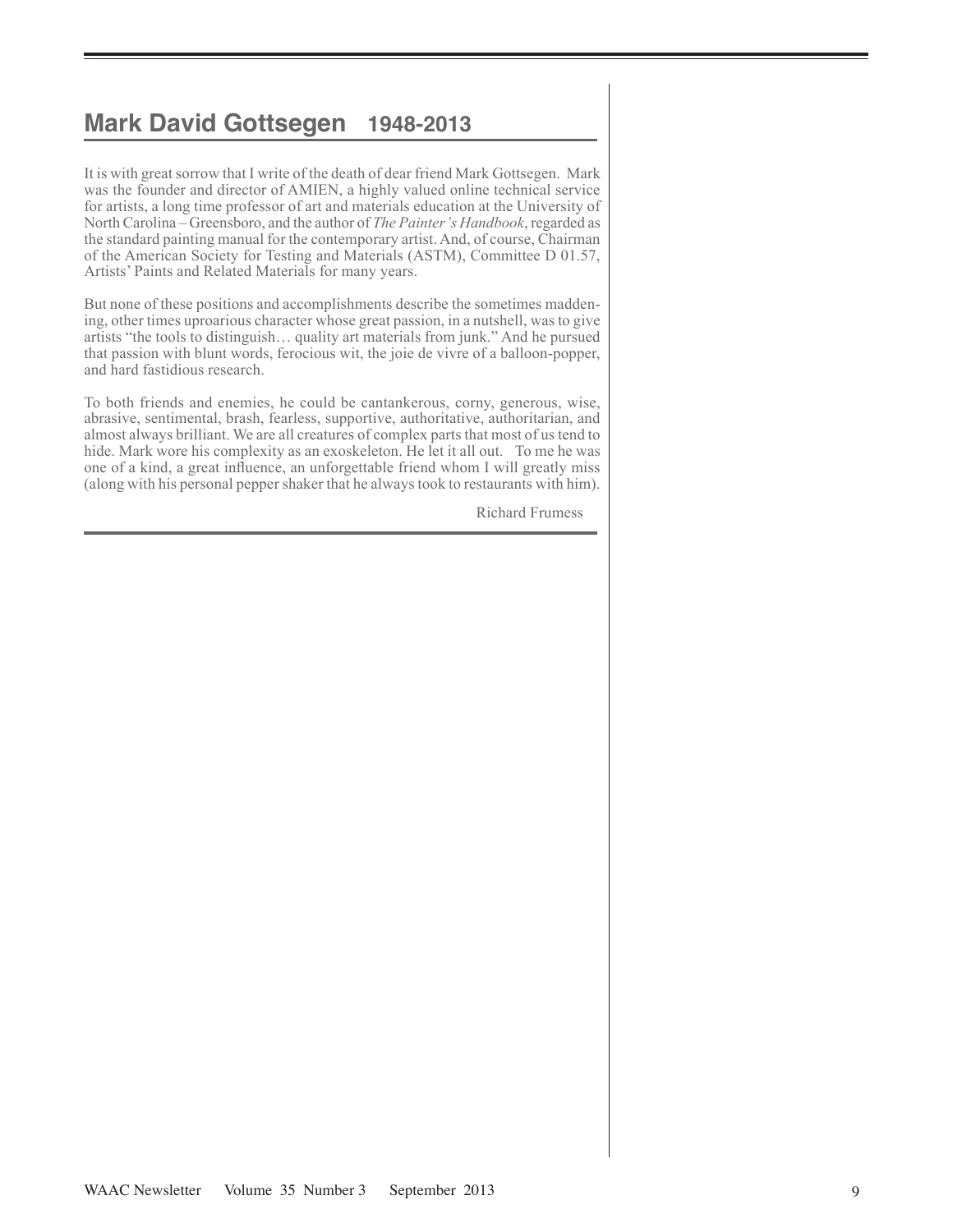## Mark David Gottsegen 1948-2013

It is with great sorrow that I write of the death of dear friend Mark Gottsegen. Mark was the founder and director of AMIEN, a highly valued online technical service for artists, a long time professor of art and materials education at the University of North Carolina – Greensboro, and the author of *The Painter's Handbook*, regarded as the standard painting manual for the contemporary artist. And, of course, Chairman of the American Society for Testing and Materials (ASTM), Committee D 01.57, Artists' Paints and Related Materials for many years.

But none of these positions and accomplishments describe the sometimes maddening, other times uproarious character whose great passion, in a nutshell, was to give artists "the tools to distinguish… quality art materials from junk." And he pursued that passion with blunt words, ferocious wit, the joie de vivre of a balloon-popper, and hard fastidious research.

To both friends and enemies, he could be cantankerous, corny, generous, wise, abrasive, sentimental, brash, fearless, supportive, authoritative, authoritarian, and almost always brilliant. We are all creatures of complex parts that most of us tend to hide. Mark wore his complexity as an exoskeleton. He let it all out. To me he was one of a kind, a great influence, an unforgettable friend whom I will greatly miss (along with his personal pepper shaker that he always took to restaurants with him).

Richard Frumess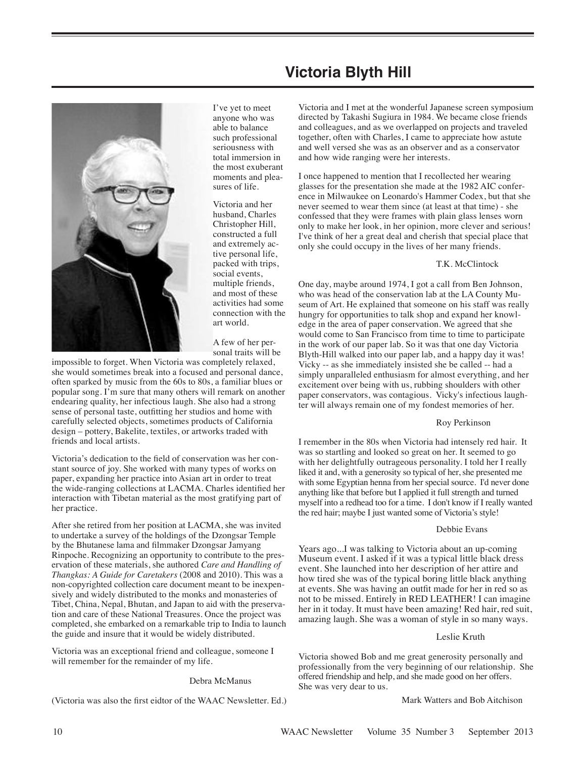# Victoria Blyth Hill

I've yet to meet anyone who was able to balance such professional seriousness with total immersion in the most exuberant moments and pleasures of life.

Victoria and her husband, Charles Christopher Hill, constructed a full and extremely active personal life, packed with trips, social events, multiple friends, and most of these activities had some connection with the art world.

A few of her personal traits will be impossible to forget. When Victoria was completely relaxed, she would sometimes break into a focused and personal dance, often sparked by music from the 60s to 80s, a familiar blues or popular song. I'm sure that many others will remark on another endearing quality, her infectious laugh. She also had a strong sense of personal taste, outfitting her studios and home with carefully selected objects, sometimes products of California design – pottery, Bakelite, textiles, or artworks traded with friends and local artists.

Victoria's dedication to the field of conservation was her constant source of joy. She worked with many types of works on paper, expanding her practice into Asian art in order to treat the wide-ranging collections at LACMA. Charles identified her interaction with Tibetan material as the most gratifying part of her practice.

After she retired from her position at LACMA, she was invited to undertake a survey of the holdings of the Dzongsar Temple by the Bhutanese lama and filmmaker Dzongsar Jamyang Rinpoche. Recognizing an opportunity to contribute to the preservation of these materials, she authored *Care and Handling of Thangkas: A Guide for Caretakers* (2008 and 2010). This was a non-copyrighted collection care document meant to be inexpensively and widely distributed to the monks and monasteries of Tibet, China, Nepal, Bhutan, and Japan to aid with the preservation and care of these National Treasures. Once the project was completed, she embarked on a remarkable trip to India to launch the guide and insure that it would be widely distributed.

Victoria was an exceptional friend and colleague, someone I will remember for the remainder of my life.

Debra McManus

(Victoria was also the first eidtor of the WAAC Newsletter. Ed.)

Victoria and I met at the wonderful Japanese screen symposium directed by Takashi Sugiura in 1984. We became close friends and colleagues, and as we overlapped on projects and traveled together, often with Charles, I came to appreciate how astute and well versed she was as an observer and as a conservator and how wide ranging were her interests.

I once happened to mention that I recollected her wearing glasses for the presentation she made at the 1982 AIC conference in Milwaukee on Leonardo's Hammer Codex, but that she never seemed to wear them since (at least at that time) - she confessed that they were frames with plain glass lenses worn only to make her look, in her opinion, more clever and serious! I've think of her a great deal and cherish that special place that only she could occupy in the lives of her many friends.

T.K. McClintock

One day, maybe around 1974, I got a call from Ben Johnson, who was head of the conservation lab at the LA County Museum of Art. He explained that someone on his staff was really hungry for opportunities to talk shop and expand her knowledge in the area of paper conservation. We agreed that she would come to San Francisco from time to time to participate in the work of our paper lab. So it was that one day Victoria Blyth-Hill walked into our paper lab, and a happy day it was! Vicky -- as she immediately insisted she be called -- had a simply unparalleled enthusiasm for almost everything, and her excitement over being with us, rubbing shoulders with other paper conservators, was contagious. Vicky's infectious laughter will always remain one of my fondest memories of her.

Roy Perkinson

I remember in the 80s when Victoria had intensely red hair. It was so startling and looked so great on her. It seemed to go with her delightfully outrageous personality. I told her I really liked it and, with a generosity so typical of her, she presented me with some Egyptian henna from her special source. I'd never done anything like that before but I applied it full strength and turned myself into a redhead too for a time. I don't know if I really wanted the red hair; maybe I just wanted some of Victoria's style!

Debbie Evans

Years ago...I was talking to Victoria about an up-coming Museum event. I asked if it was a typical little black dress event. She launched into her description of her attire and how tired she was of the typical boring little black anything at events. She was having an outfit made for her in red so as not to be missed. Entirely in RED LEATHER! I can imagine her in it today. It must have been amazing! Red hair, red suit, amazing laugh. She was a woman of style in so many ways.

Leslie Kruth

Victoria showed Bob and me great generosity personally and professionally from the very beginning of our relationship. She offered friendship and help, and she made good on her offers. She was very dear to us.

Mark Watters and Bob Aitchison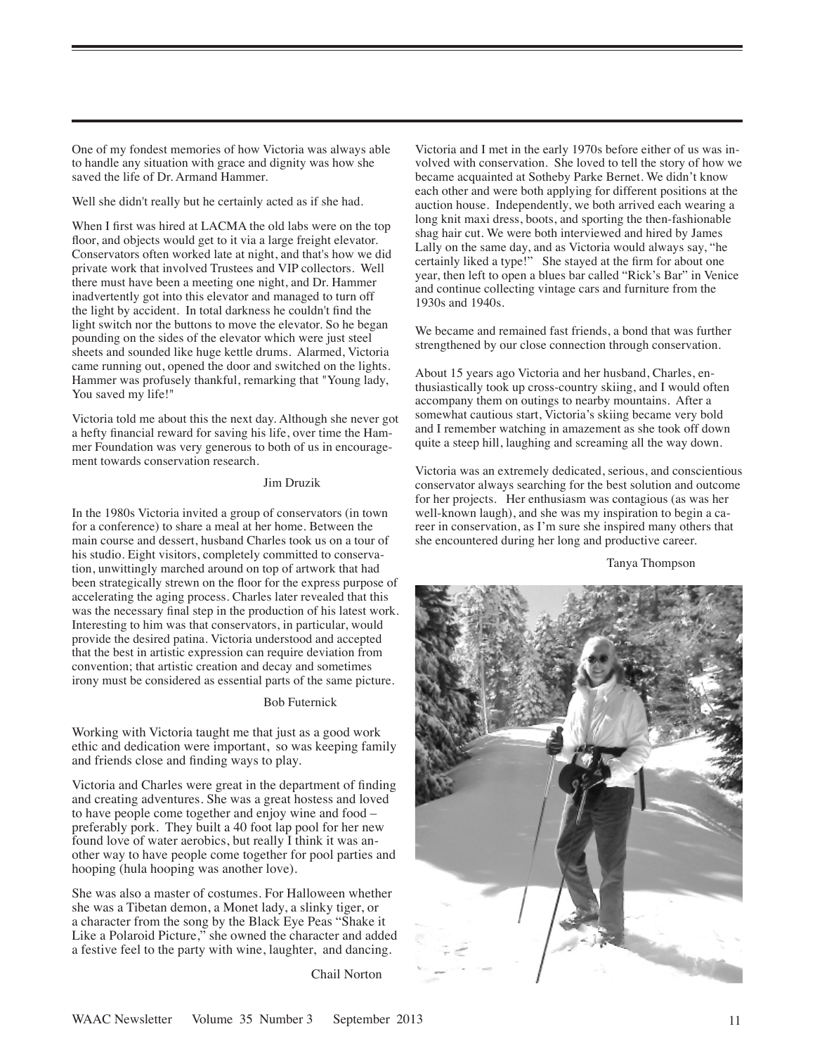One of my fondest memories of how Victoria was always able to handle any situation with grace and dignity was how she saved the life of Dr. Armand Hammer.

Well she didn't really but he certainly acted as if she had.

When I first was hired at LACMA the old labs were on the top floor, and objects would get to it via a large freight elevator. Conservators often worked late at night, and that's how we did private work that involved Trustees and VIP collectors. Well there must have been a meeting one night, and Dr. Hammer inadvertently got into this elevator and managed to turn off the light by accident. In total darkness he couldn't find the light switch nor the buttons to move the elevator. So he began pounding on the sides of the elevator which were just steel sheets and sounded like huge kettle drums. Alarmed, Victoria came running out, opened the door and switched on the lights. Hammer was profusely thankful, remarking that "Young lady, You saved my life!"

Victoria told me about this the next day. Although she never got a hefty financial reward for saving his life, over time the Hammer Foundation was very generous to both of us in encouragement towards conservation research.

Jim Druzik

In the 1980s Victoria invited a group of conservators (in town for a conference) to share a meal at her home. Between the main course and dessert, husband Charles took us on a tour of his studio. Eight visitors, completely committed to conservation, unwittingly marched around on top of artwork that had been strategically strewn on the floor for the express purpose of accelerating the aging process. Charles later revealed that this was the necessary final step in the production of his latest work. Interesting to him was that conservators, in particular, would provide the desired patina. Victoria understood and accepted that the best in artistic expression can require deviation from convention; that artistic creation and decay and sometimes irony must be considered as essential parts of the same picture.

Bob Futernick

Working with Victoria taught me that just as a good work ethic and dedication were important, so was keeping family and friends close and finding ways to play.

Victoria and Charles were great in the department of finding and creating adventures. She was a great hostess and loved to have people come together and enjoy wine and food – preferably pork. They built a 40 foot lap pool for her new found love of water aerobics, but really I think it was another way to have people come together for pool parties and hooping (hula hooping was another love).

She was also a master of costumes. For Halloween whether she was a Tibetan demon, a Monet lady, a slinky tiger, or a character from the song by the Black Eye Peas "Shake it Like a Polaroid Picture," she owned the character and added a festive feel to the party with wine, laughter, and dancing.

Chail Norton

Victoria and I met in the early 1970s before either of us was involved with conservation. She loved to tell the story of how we became acquainted at Sotheby Parke Bernet. We didn't know each other and were both applying for different positions at the auction house. Independently, we both arrived each wearing a long knit maxi dress, boots, and sporting the then-fashionable shag hair cut. We were both interviewed and hired by James Lally on the same day, and as Victoria would always say, "he certainly liked a type!" She stayed at the firm for about one year, then left to open a blues bar called "Rick's Bar" in Venice and continue collecting vintage cars and furniture from the 1930s and 1940s.

We became and remained fast friends, a bond that was further strengthened by our close connection through conservation.

About 15 years ago Victoria and her husband, Charles, enthusiastically took up cross-country skiing, and I would often accompany them on outings to nearby mountains. After a somewhat cautious start, Victoria's skiing became very bold and I remember watching in amazement as she took off down quite a steep hill, laughing and screaming all the way down.

Victoria was an extremely dedicated, serious, and conscientious conservator always searching for the best solution and outcome for her projects. Her enthusiasm was contagious (as was her well-known laugh), and she was my inspiration to begin a career in conservation, as I'm sure she inspired many others that she encountered during her long and productive career.

Tanya Thompson